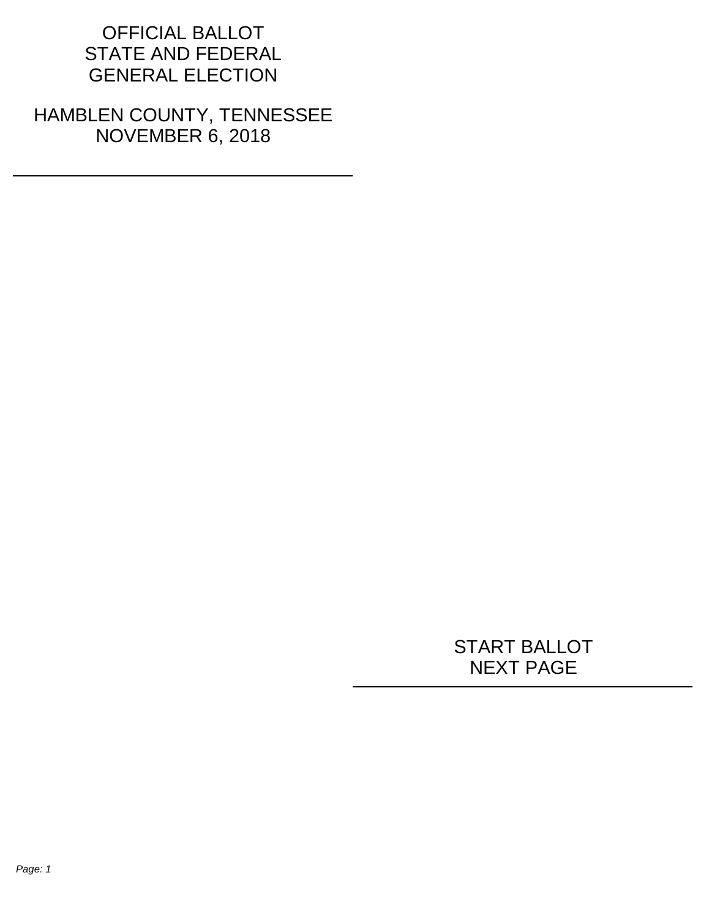# OFFICIAL BALLOT
# STATE AND FEDERAL
# GENERAL ELECTION

## HAMBLEN COUNTY, TENNESSEE
## NOVEMBER 6, 2018

---

START BALLOT
NEXT PAGE

---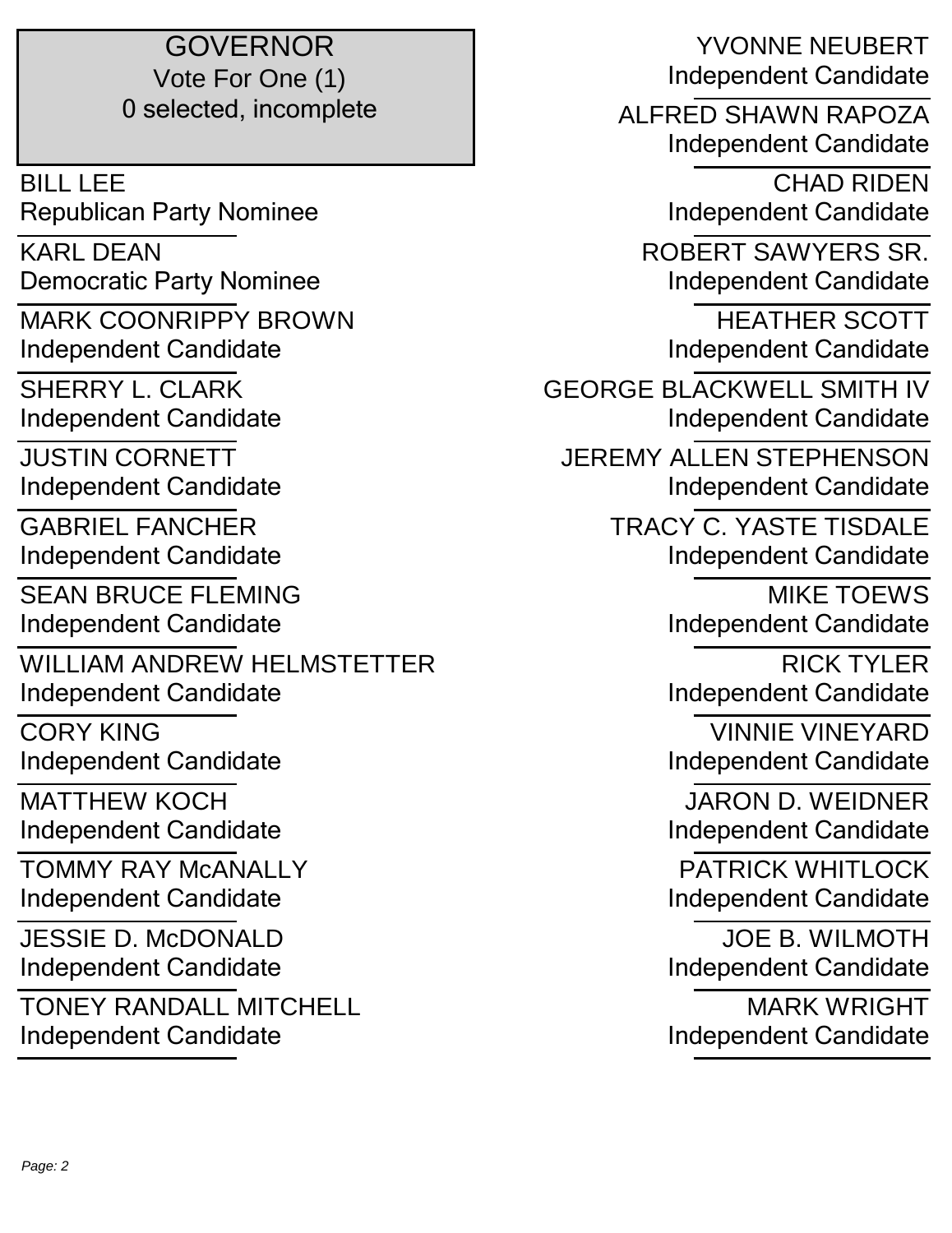## GOVERNOR

Vote For One (1)

0 selected, incomplete

BILL LEE
Republican Party Nominee

KARL DEAN
Democratic Party Nominee

MARK COONRIPPY BROWN
Independent Candidate

SHERRY L. CLARK
Independent Candidate

JUSTIN CORNETT
Independent Candidate

GABRIEL FANCHER
Independent Candidate

SEAN BRUCE FLEMING
Independent Candidate

WILLIAM ANDREW HELMSTETTER
Independent Candidate

CORY KING
Independent Candidate

MATTHEW KOCH
Independent Candidate

TOMMY RAY McANALLY
Independent Candidate

JESSIE D. McDONALD
Independent Candidate

TONEY RANDALL MITCHELL
Independent Candidate

YVONNE NEUBERT
Independent Candidate

ALFRED SHAWN RAPOZA
Independent Candidate

CHAD RIDEN
Independent Candidate

ROBERT SAWYERS SR.
Independent Candidate

HEATHER SCOTT
Independent Candidate

GEORGE BLACKWELL SMITH IV
Independent Candidate

JEREMY ALLEN STEPHENSON
Independent Candidate

TRACY C. YASTE TISDALE
Independent Candidate

MIKE TOEWS
Independent Candidate

RICK TYLER
Independent Candidate

VINNIE VINEYARD
Independent Candidate

JARON D. WEIDNER
Independent Candidate

PATRICK WHITLOCK
Independent Candidate

JOE B. WILMOTH
Independent Candidate

MARK WRIGHT
Independent Candidate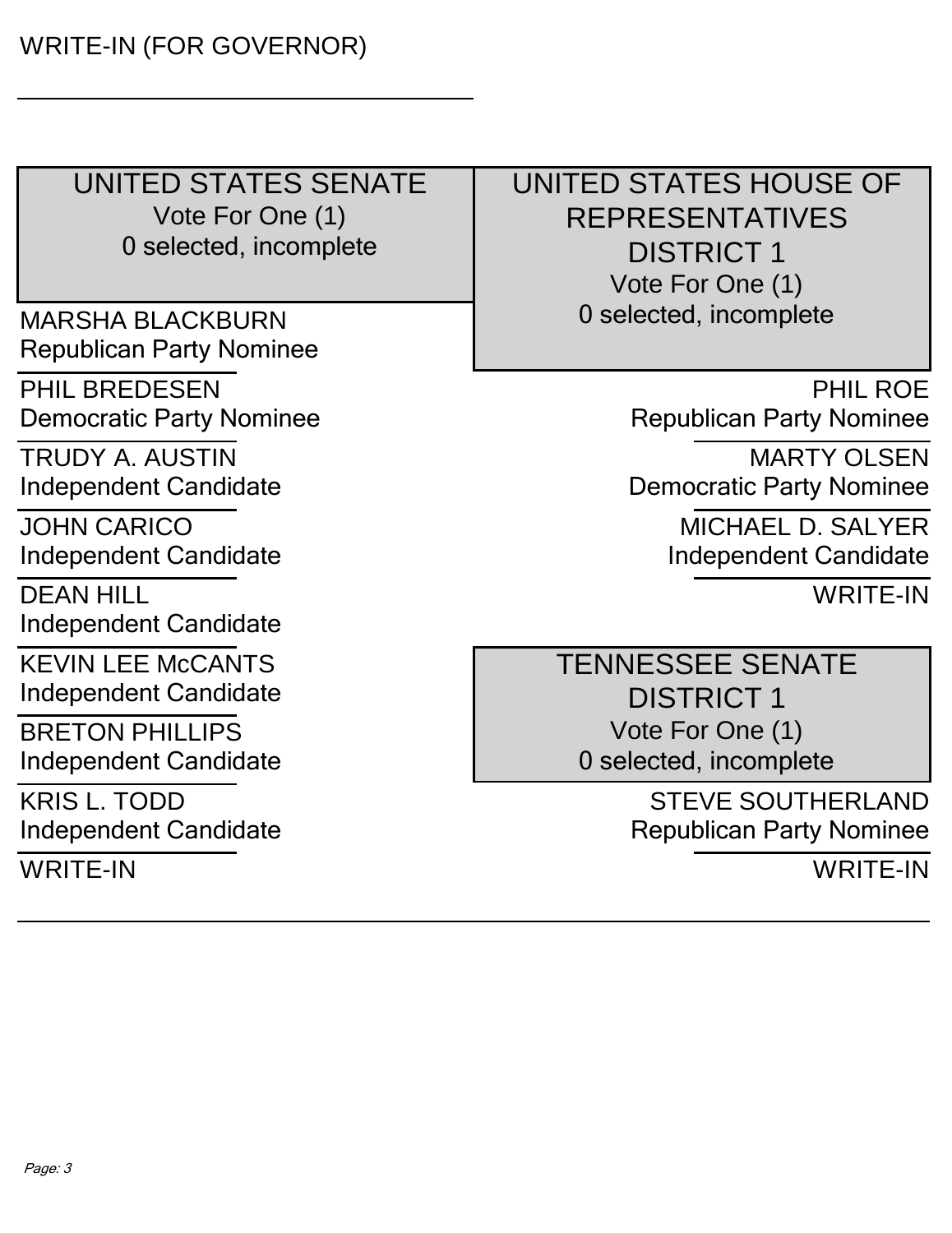WRITE-IN (FOR GOVERNOR)

\_\_\_\_\_\_\_\_\_\_\_\_\_\_\_\_\_\_\_\_\_\_\_\_\_\_\_\_\_\_

## UNITED STATES SENATE

Vote For One (1)

0 selected, incomplete

MARSHA BLACKBURN
Republican Party Nominee

PHIL BREDESEN
Democratic Party Nominee

TRUDY A. AUSTIN
Independent Candidate

JOHN CARICO
Independent Candidate

DEAN HILL
Independent Candidate

KEVIN LEE McCANTS
Independent Candidate

BRETON PHILLIPS
Independent Candidate

KRIS L. TODD
Independent Candidate

WRITE-IN

## UNITED STATES HOUSE OF REPRESENTATIVES DISTRICT 1

Vote For One (1)

0 selected, incomplete

PHIL ROE
Republican Party Nominee

MARTY OLSEN
Democratic Party Nominee

MICHAEL D. SALYER
Independent Candidate

WRITE-IN

## TENNESSEE SENATE DISTRICT 1

Vote For One (1)

0 selected, incomplete

STEVE SOUTHERLAND
Republican Party Nominee

WRITE-IN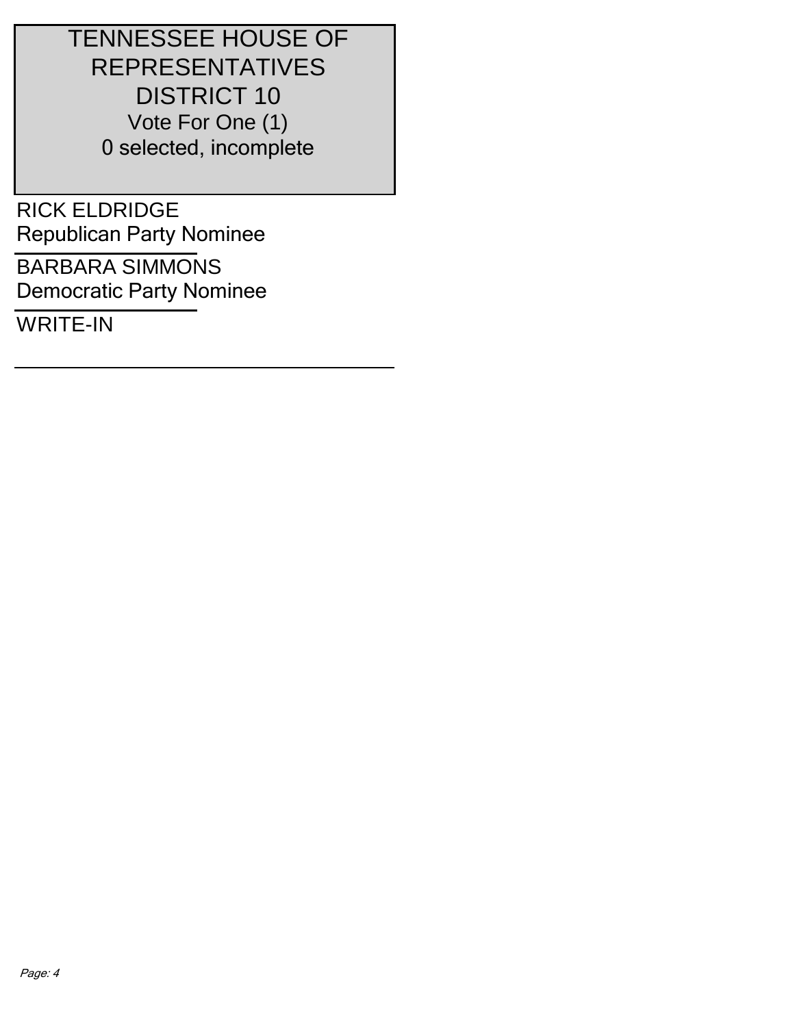## TENNESSEE HOUSE OF REPRESENTATIVES DISTRICT 10

Vote For One (1)

0 selected, incomplete

RICK ELDRIDGE
Republican Party Nominee

BARBARA SIMMONS
Democratic Party Nominee

WRITE-IN